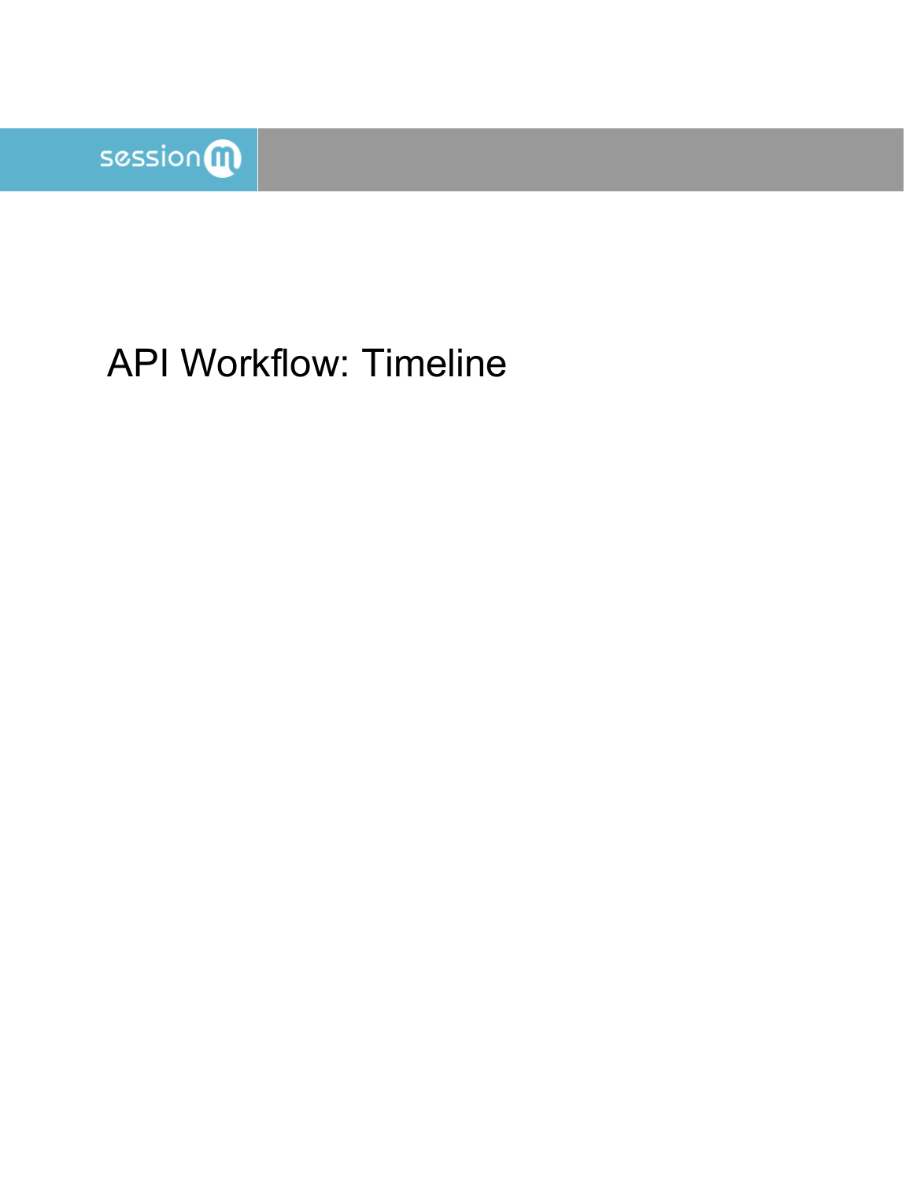sessionm

# API Workflow: Timeline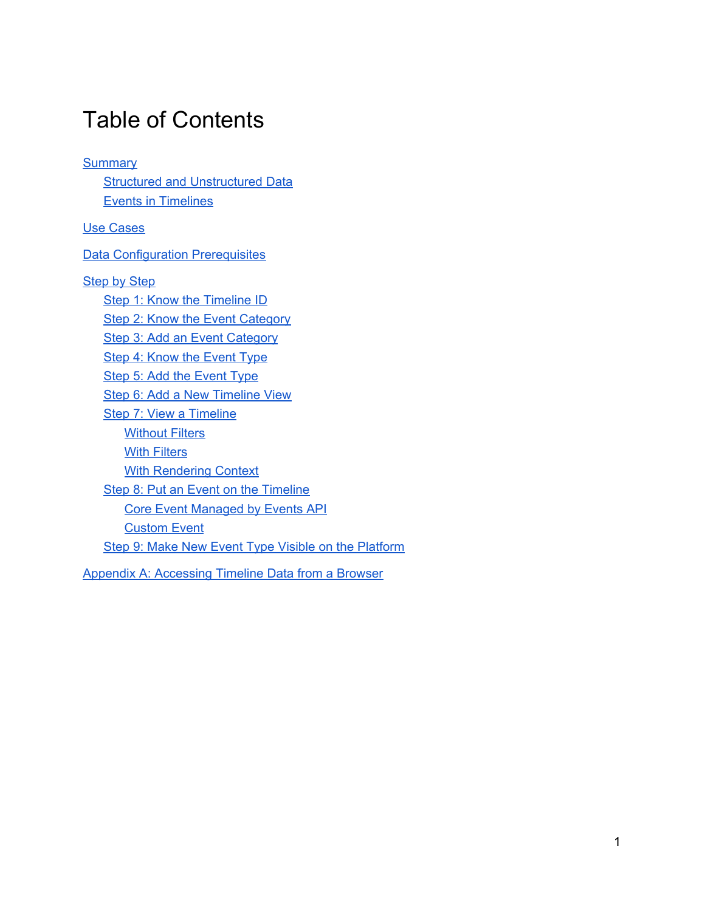# Table of Contents

- Summary
    - Structured and Unstructured Data
    - Events in Timelines
- Use Cases
- Data Configuration Prerequisites
- Step by Step
    - Step 1: Know the Timeline ID
    - Step 2: Know the Event Category
    - Step 3: Add an Event Category
    - Step 4: Know the Event Type
    - Step 5: Add the Event Type
    - Step 6: Add a New Timeline View
    - Step 7: View a Timeline
        - Without Filters
        - With Filters
        - With Rendering Context
    - Step 8: Put an Event on the Timeline
        - Core Event Managed by Events API
        - Custom Event
    - Step 9: Make New Event Type Visible on the Platform
- Appendix A: Accessing Timeline Data from a Browser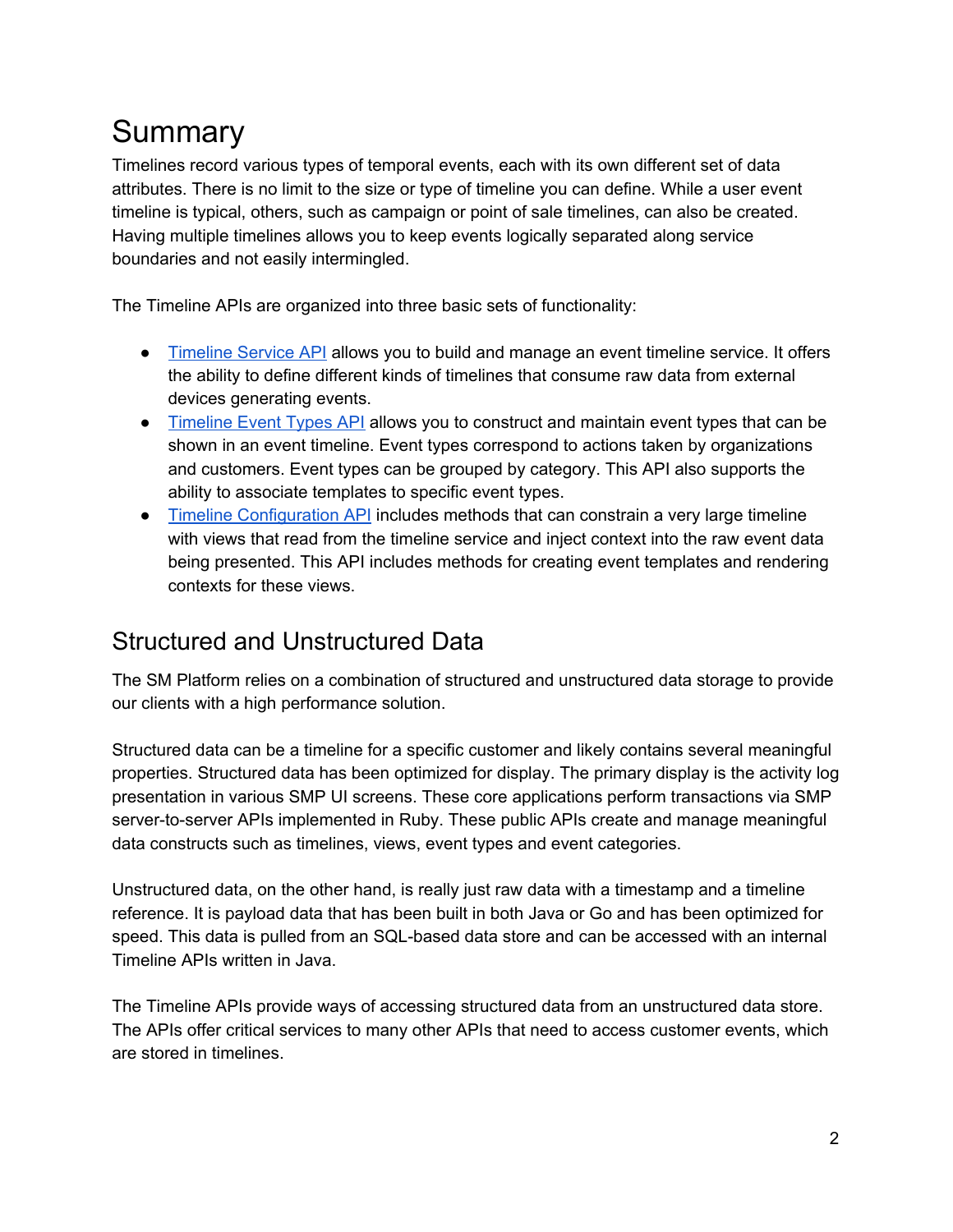# Summary

Timelines record various types of temporal events, each with its own different set of data attributes. There is no limit to the size or type of timeline you can define. While a user event timeline is typical, others, such as campaign or point of sale timelines, can also be created. Having multiple timelines allows you to keep events logically separated along service boundaries and not easily intermingled.

The Timeline APIs are organized into three basic sets of functionality:

- Timeline Service API allows you to build and manage an event timeline service. It offers the ability to define different kinds of timelines that consume raw data from external devices generating events.
- Timeline Event Types API allows you to construct and maintain event types that can be shown in an event timeline. Event types correspond to actions taken by organizations and customers. Event types can be grouped by category. This API also supports the ability to associate templates to specific event types.
- Timeline Configuration API includes methods that can constrain a very large timeline with views that read from the timeline service and inject context into the raw event data being presented. This API includes methods for creating event templates and rendering contexts for these views.

## Structured and Unstructured Data

The SM Platform relies on a combination of structured and unstructured data storage to provide our clients with a high performance solution.

Structured data can be a timeline for a specific customer and likely contains several meaningful properties. Structured data has been optimized for display. The primary display is the activity log presentation in various SMP UI screens. These core applications perform transactions via SMP server-to-server APIs implemented in Ruby. These public APIs create and manage meaningful data constructs such as timelines, views, event types and event categories.

Unstructured data, on the other hand, is really just raw data with a timestamp and a timeline reference. It is payload data that has been built in both Java or Go and has been optimized for speed. This data is pulled from an SQL-based data store and can be accessed with an internal Timeline APIs written in Java.

The Timeline APIs provide ways of accessing structured data from an unstructured data store. The APIs offer critical services to many other APIs that need to access customer events, which are stored in timelines.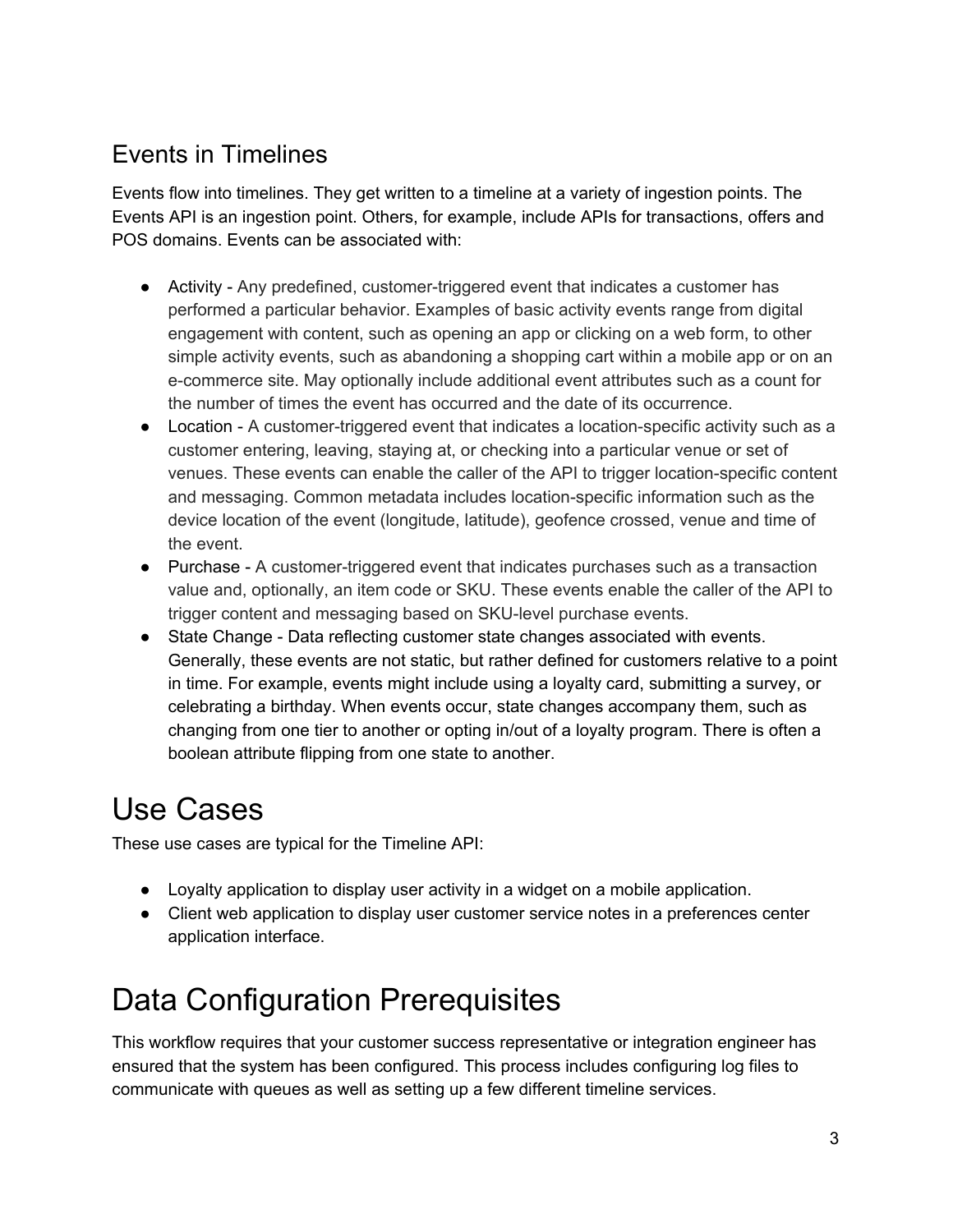## Events in Timelines

Events flow into timelines. They get written to a timeline at a variety of ingestion points. The Events API is an ingestion point. Others, for example, include APIs for transactions, offers and POS domains. Events can be associated with:

- Activity - Any predefined, customer-triggered event that indicates a customer has performed a particular behavior. Examples of basic activity events range from digital engagement with content, such as opening an app or clicking on a web form, to other simple activity events, such as abandoning a shopping cart within a mobile app or on an e-commerce site. May optionally include additional event attributes such as a count for the number of times the event has occurred and the date of its occurrence.
- Location - A customer-triggered event that indicates a location-specific activity such as a customer entering, leaving, staying at, or checking into a particular venue or set of venues. These events can enable the caller of the API to trigger location-specific content and messaging. Common metadata includes location-specific information such as the device location of the event (longitude, latitude), geofence crossed, venue and time of the event.
- Purchase - A customer-triggered event that indicates purchases such as a transaction value and, optionally, an item code or SKU. These events enable the caller of the API to trigger content and messaging based on SKU-level purchase events.
- State Change - Data reflecting customer state changes associated with events. Generally, these events are not static, but rather defined for customers relative to a point in time. For example, events might include using a loyalty card, submitting a survey, or celebrating a birthday. When events occur, state changes accompany them, such as changing from one tier to another or opting in/out of a loyalty program. There is often a boolean attribute flipping from one state to another.

# Use Cases

These use cases are typical for the Timeline API:

- Loyalty application to display user activity in a widget on a mobile application.
- Client web application to display user customer service notes in a preferences center application interface.

# Data Configuration Prerequisites

This workflow requires that your customer success representative or integration engineer has ensured that the system has been configured. This process includes configuring log files to communicate with queues as well as setting up a few different timeline services.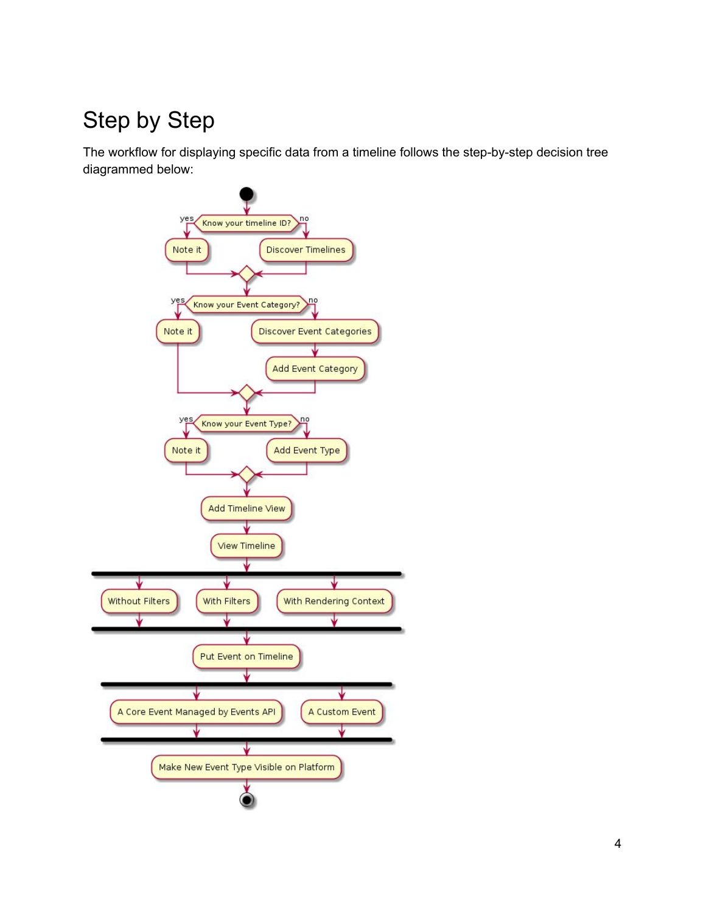# Step by Step

The workflow for displaying specific data from a timeline follows the step-by-step decision tree diagrammed below: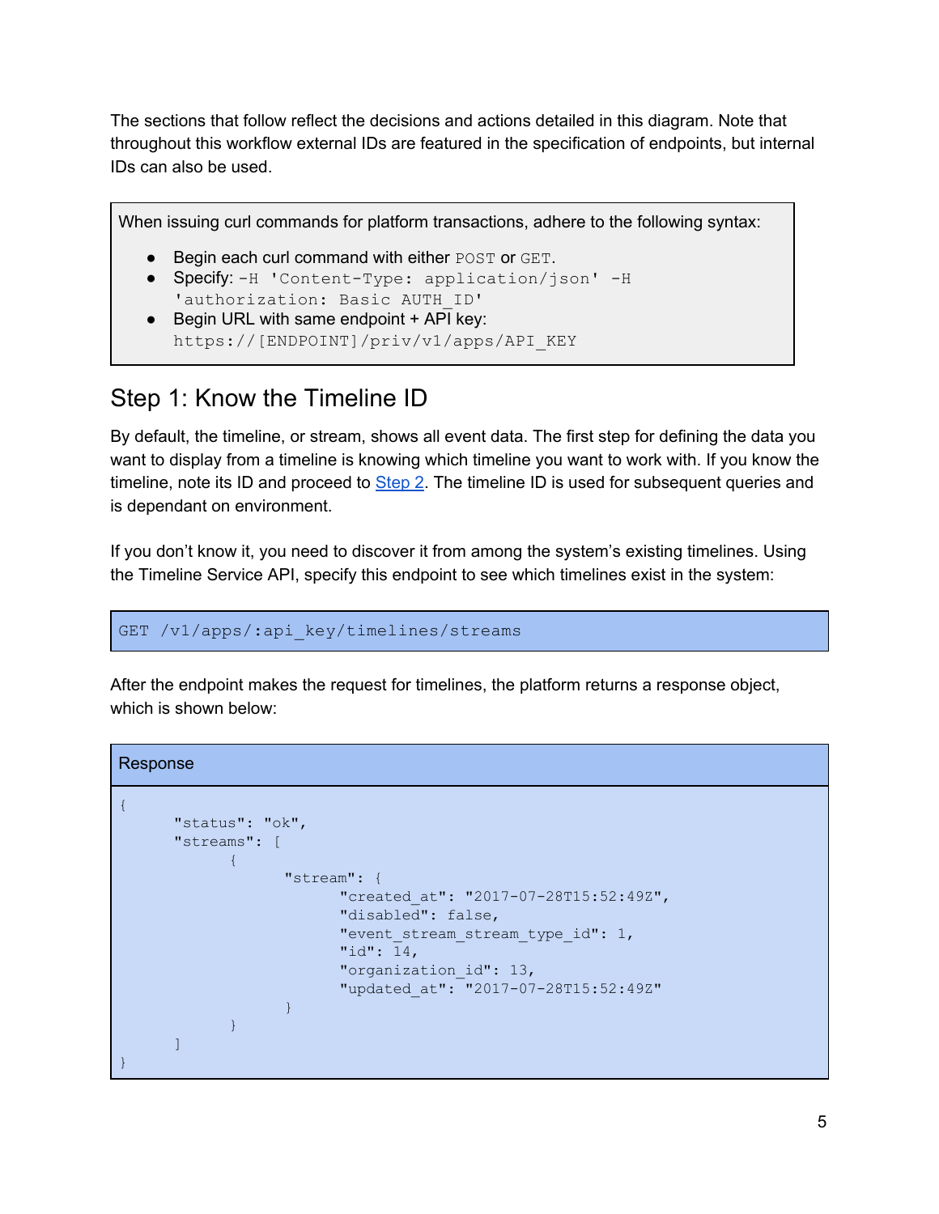The sections that follow reflect the decisions and actions detailed in this diagram. Note that throughout this workflow external IDs are featured in the specification of endpoints, but internal IDs can also be used.

When issuing curl commands for platform transactions, adhere to the following syntax:

- Begin each curl command with either `POST` or `GET`.
- Specify: `-H 'Content-Type: application/json' -H 'authorization: Basic AUTH_ID'`
- Begin URL with same endpoint + API key: `https://[ENDPOINT]/priv/v1/apps/API_KEY`

## Step 1: Know the Timeline ID

By default, the timeline, or stream, shows all event data. The first step for defining the data you want to display from a timeline is knowing which timeline you want to work with. If you know the timeline, note its ID and proceed to Step 2. The timeline ID is used for subsequent queries and is dependant on environment.

If you don't know it, you need to discover it from among the system's existing timelines. Using the Timeline Service API, specify this endpoint to see which timelines exist in the system:

```
GET /v1/apps/:api_key/timelines/streams
```

After the endpoint makes the request for timelines, the platform returns a response object, which is shown below:

Response

```
{
      "status": "ok",
      "streams": [
            {
                  "stream": {
                        "created_at": "2017-07-28T15:52:49Z",
                        "disabled": false,
                        "event_stream_stream_type_id": 1,
                        "id": 14,
                        "organization_id": 13,
                        "updated_at": "2017-07-28T15:52:49Z"
                  }
            }
      ]
}
```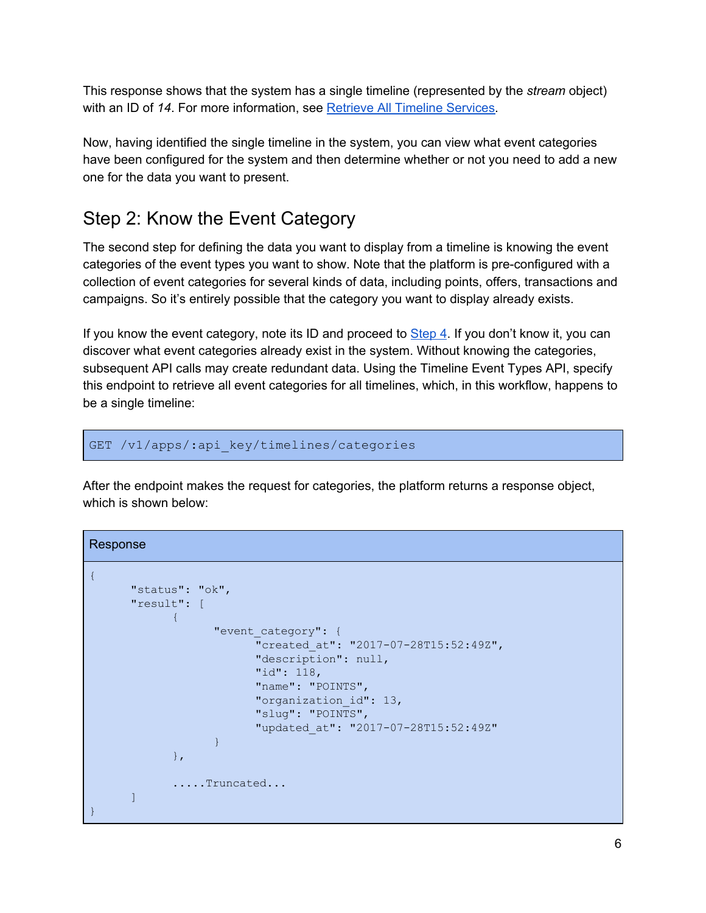This response shows that the system has a single timeline (represented by the *stream* object) with an ID of *14*. For more information, see [Retrieve All Timeline Services](#).

Now, having identified the single timeline in the system, you can view what event categories have been configured for the system and then determine whether or not you need to add a new one for the data you want to present.

## Step 2: Know the Event Category

The second step for defining the data you want to display from a timeline is knowing the event categories of the event types you want to show. Note that the platform is pre-configured with a collection of event categories for several kinds of data, including points, offers, transactions and campaigns. So it's entirely possible that the category you want to display already exists.

If you know the event category, note its ID and proceed to [Step 4](#). If you don't know it, you can discover what event categories already exist in the system. Without knowing the categories, subsequent API calls may create redundant data. Using the Timeline Event Types API, specify this endpoint to retrieve all event categories for all timelines, which, in this workflow, happens to be a single timeline:

```
GET /v1/apps/:api_key/timelines/categories
```

After the endpoint makes the request for categories, the platform returns a response object, which is shown below:

Response

```
{
      "status": "ok",
      "result": [
            {
                  "event_category": {
                        "created_at": "2017-07-28T15:52:49Z",
                        "description": null,
                        "id": 118,
                        "name": "POINTS",
                        "organization_id": 13,
                        "slug": "POINTS",
                        "updated_at": "2017-07-28T15:52:49Z"
                  }
            },

            .....Truncated...
      ]
}
```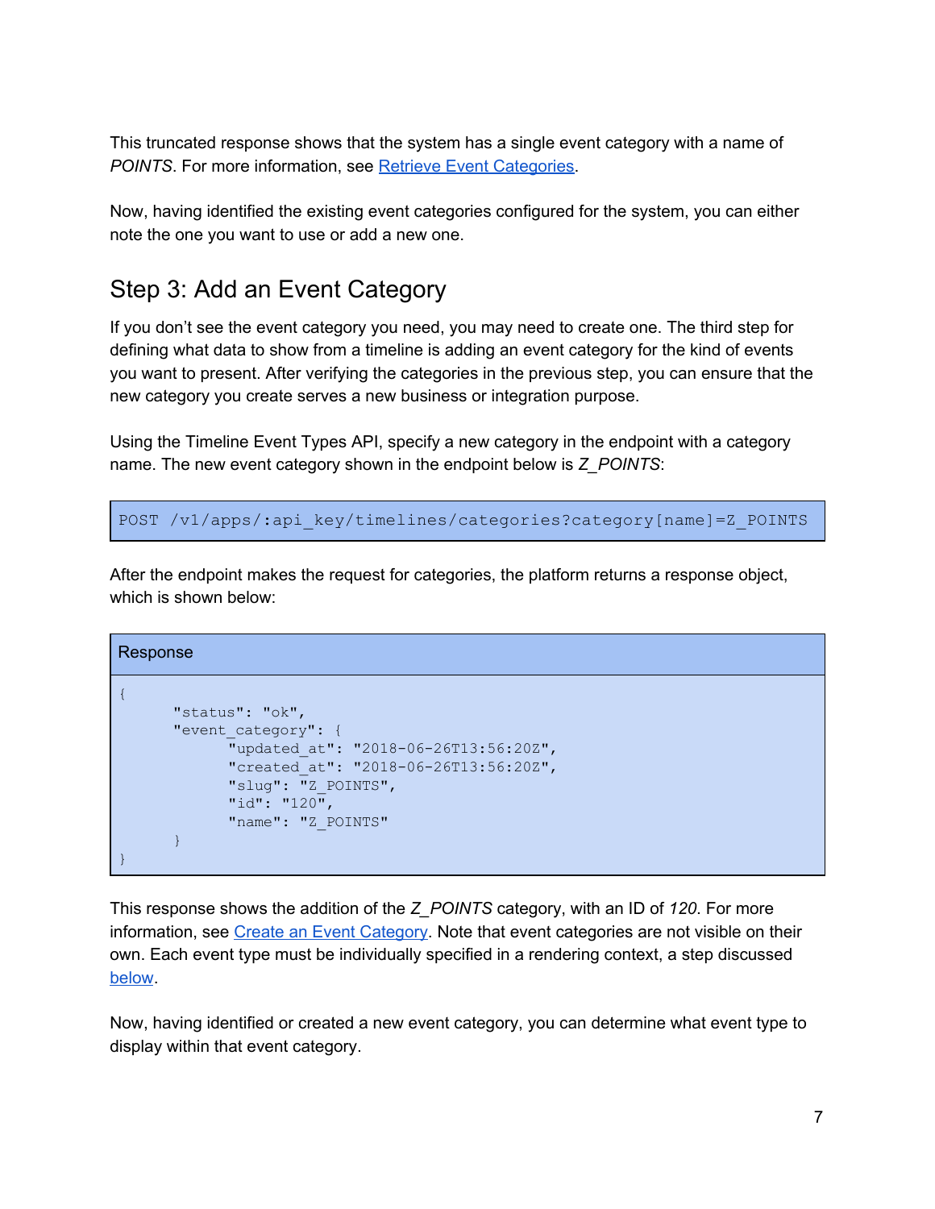This truncated response shows that the system has a single event category with a name of *POINTS*. For more information, see [Retrieve Event Categories](#).

Now, having identified the existing event categories configured for the system, you can either note the one you want to use or add a new one.

## Step 3: Add an Event Category

If you don't see the event category you need, you may need to create one. The third step for defining what data to show from a timeline is adding an event category for the kind of events you want to present. After verifying the categories in the previous step, you can ensure that the new category you create serves a new business or integration purpose.

Using the Timeline Event Types API, specify a new category in the endpoint with a category name. The new event category shown in the endpoint below is *Z_POINTS*:

```
POST /v1/apps/:api_key/timelines/categories?category[name]=Z_POINTS
```

After the endpoint makes the request for categories, the platform returns a response object, which is shown below:

Response

```
{
      "status": "ok",
      "event_category": {
            "updated_at": "2018-06-26T13:56:20Z",
            "created_at": "2018-06-26T13:56:20Z",
            "slug": "Z_POINTS",
            "id": "120",
            "name": "Z_POINTS"
      }
}
```

This response shows the addition of the *Z_POINTS* category, with an ID of *120*. For more information, see [Create an Event Category](#). Note that event categories are not visible on their own. Each event type must be individually specified in a rendering context, a step discussed [below](#).

Now, having identified or created a new event category, you can determine what event type to display within that event category.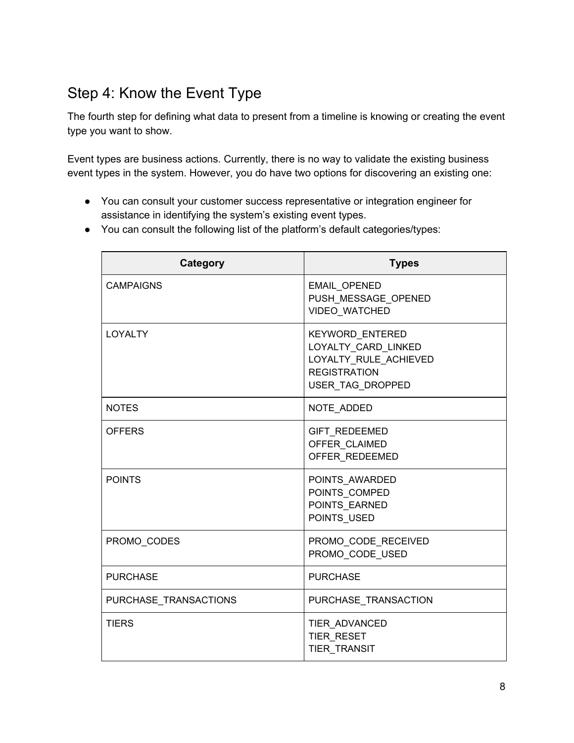## Step 4: Know the Event Type

The fourth step for defining what data to present from a timeline is knowing or creating the event type you want to show.

Event types are business actions. Currently, there is no way to validate the existing business event types in the system. However, you do have two options for discovering an existing one:

- You can consult your customer success representative or integration engineer for assistance in identifying the system's existing event types.
- You can consult the following list of the platform's default categories/types:

| Category | Types |
|---|---|
| CAMPAIGNS | EMAIL_OPENED<br>PUSH_MESSAGE_OPENED<br>VIDEO_WATCHED |
| LOYALTY | KEYWORD_ENTERED<br>LOYALTY_CARD_LINKED<br>LOYALTY_RULE_ACHIEVED<br>REGISTRATION<br>USER_TAG_DROPPED |
| NOTES | NOTE_ADDED |
| OFFERS | GIFT_REDEEMED<br>OFFER_CLAIMED<br>OFFER_REDEEMED |
| POINTS | POINTS_AWARDED<br>POINTS_COMPED<br>POINTS_EARNED<br>POINTS_USED |
| PROMO_CODES | PROMO_CODE_RECEIVED<br>PROMO_CODE_USED |
| PURCHASE | PURCHASE |
| PURCHASE_TRANSACTIONS | PURCHASE_TRANSACTION |
| TIERS | TIER_ADVANCED<br>TIER_RESET<br>TIER_TRANSIT |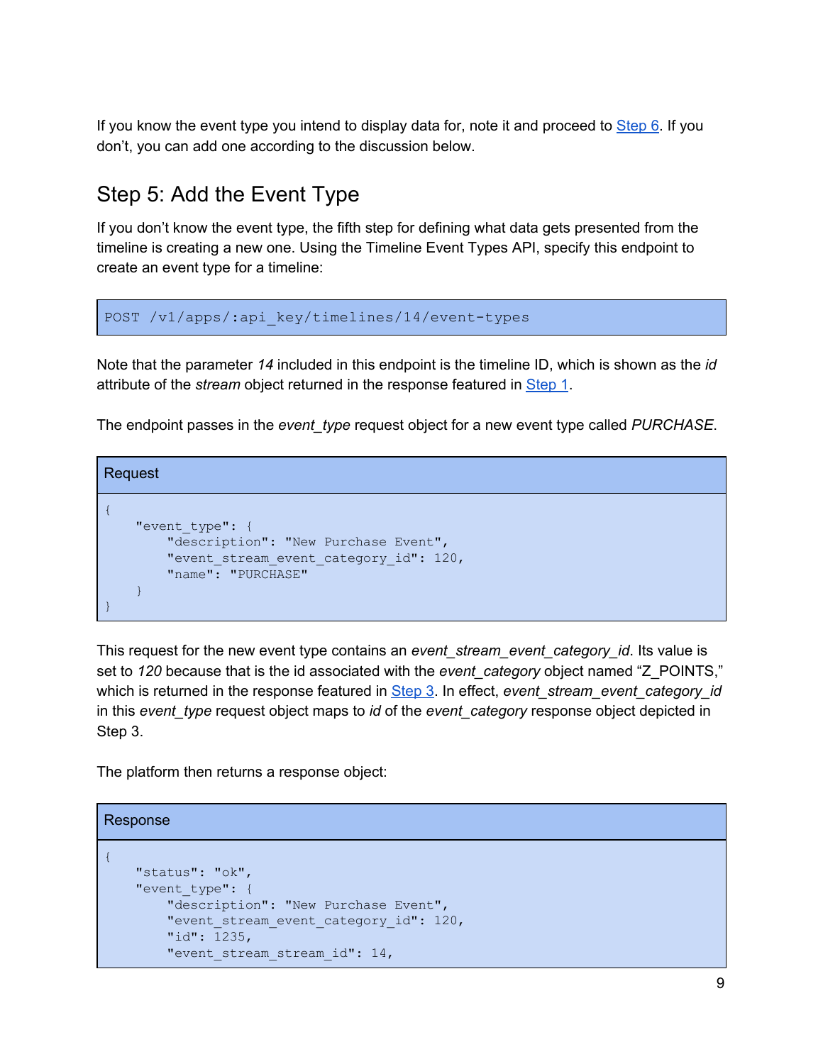If you know the event type you intend to display data for, note it and proceed to [Step 6](). If you don't, you can add one according to the discussion below.

## Step 5: Add the Event Type

If you don't know the event type, the fifth step for defining what data gets presented from the timeline is creating a new one. Using the Timeline Event Types API, specify this endpoint to create an event type for a timeline:

```
POST /v1/apps/:api_key/timelines/14/event-types
```

Note that the parameter *14* included in this endpoint is the timeline ID, which is shown as the *id* attribute of the *stream* object returned in the response featured in [Step 1]().

The endpoint passes in the *event_type* request object for a new event type called *PURCHASE*.

**Request**

```
{
    "event_type": {
        "description": "New Purchase Event",
        "event_stream_event_category_id": 120,
        "name": "PURCHASE"
    }
}
```

This request for the new event type contains an *event_stream_event_category_id*. Its value is set to *120* because that is the id associated with the *event_category* object named "Z_POINTS," which is returned in the response featured in [Step 3](). In effect, *event_stream_event_category_id* in this *event_type* request object maps to *id* of the *event_category* response object depicted in Step 3.

The platform then returns a response object:

**Response**

```
{
    "status": "ok",
    "event_type": {
        "description": "New Purchase Event",
        "event_stream_event_category_id": 120,
        "id": 1235,
        "event_stream_stream_id": 14,
```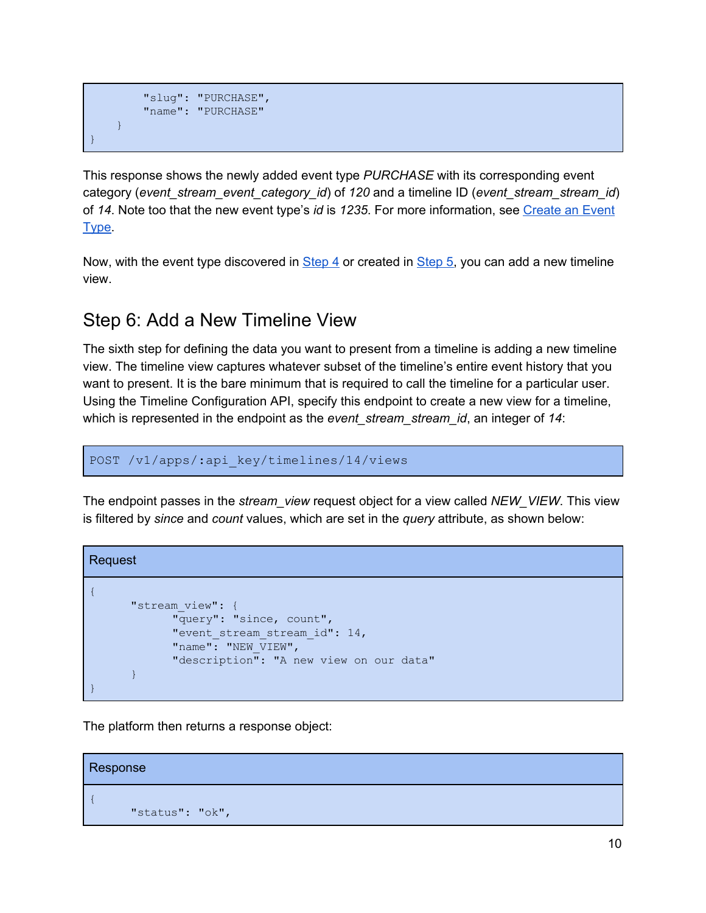```
        "slug": "PURCHASE",
        "name": "PURCHASE"
    }
}
```

This response shows the newly added event type *PURCHASE* with its corresponding event category (*event_stream_event_category_id*) of *120* and a timeline ID (*event_stream_stream_id*) of *14*. Note too that the new event type's *id* is *1235.* For more information, see [Create an Event Type](#).

Now, with the event type discovered in [Step 4](#) or created in [Step 5](#), you can add a new timeline view.

## Step 6: Add a New Timeline View

The sixth step for defining the data you want to present from a timeline is adding a new timeline view. The timeline view captures whatever subset of the timeline's entire event history that you want to present. It is the bare minimum that is required to call the timeline for a particular user. Using the Timeline Configuration API, specify this endpoint to create a new view for a timeline, which is represented in the endpoint as the *event_stream_stream_id*, an integer of *14*:

```
POST /v1/apps/:api_key/timelines/14/views
```

The endpoint passes in the *stream_view* request object for a view called *NEW_VIEW*. This view is filtered by *since* and *count* values, which are set in the *query* attribute, as shown below:

Request

```
{
      "stream_view": {
            "query": "since, count",
            "event_stream_stream_id": 14,
            "name": "NEW_VIEW",
            "description": "A new view on our data"
      }
}
```

The platform then returns a response object:

Response

```
{
      "status": "ok",
```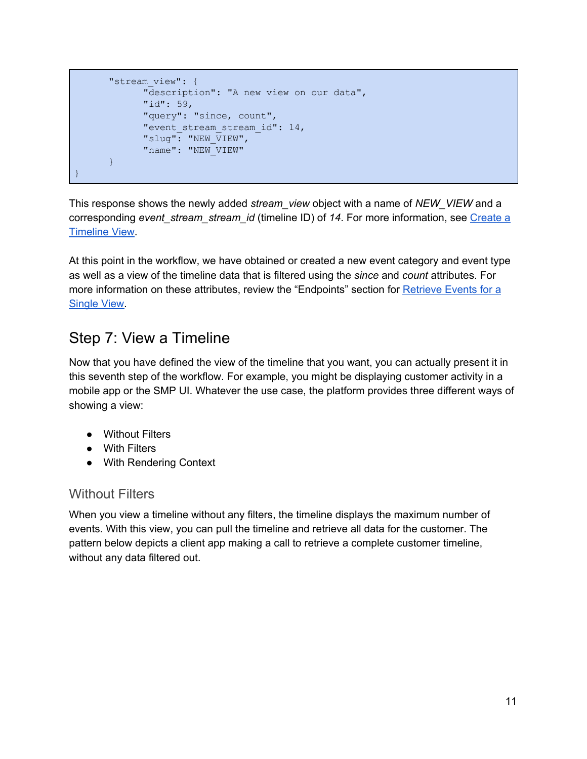```
    "stream_view": {
        "description": "A new view on our data",
        "id": 59,
        "query": "since, count",
        "event_stream_stream_id": 14,
        "slug": "NEW_VIEW",
        "name": "NEW_VIEW"
    }
}
```

This response shows the newly added *stream_view* object with a name of *NEW_VIEW* and a corresponding *event_stream_stream_id* (timeline ID) of *14*. For more information, see [Create a Timeline View]().

At this point in the workflow, we have obtained or created a new event category and event type as well as a view of the timeline data that is filtered using the *since* and *count* attributes. For more information on these attributes, review the "Endpoints" section for [Retrieve Events for a Single View]().

## Step 7: View a Timeline

Now that you have defined the view of the timeline that you want, you can actually present it in this seventh step of the workflow. For example, you might be displaying customer activity in a mobile app or the SMP UI. Whatever the use case, the platform provides three different ways of showing a view:

- Without Filters
- With Filters
- With Rendering Context

### Without Filters

When you view a timeline without any filters, the timeline displays the maximum number of events. With this view, you can pull the timeline and retrieve all data for the customer. The pattern below depicts a client app making a call to retrieve a complete customer timeline, without any data filtered out.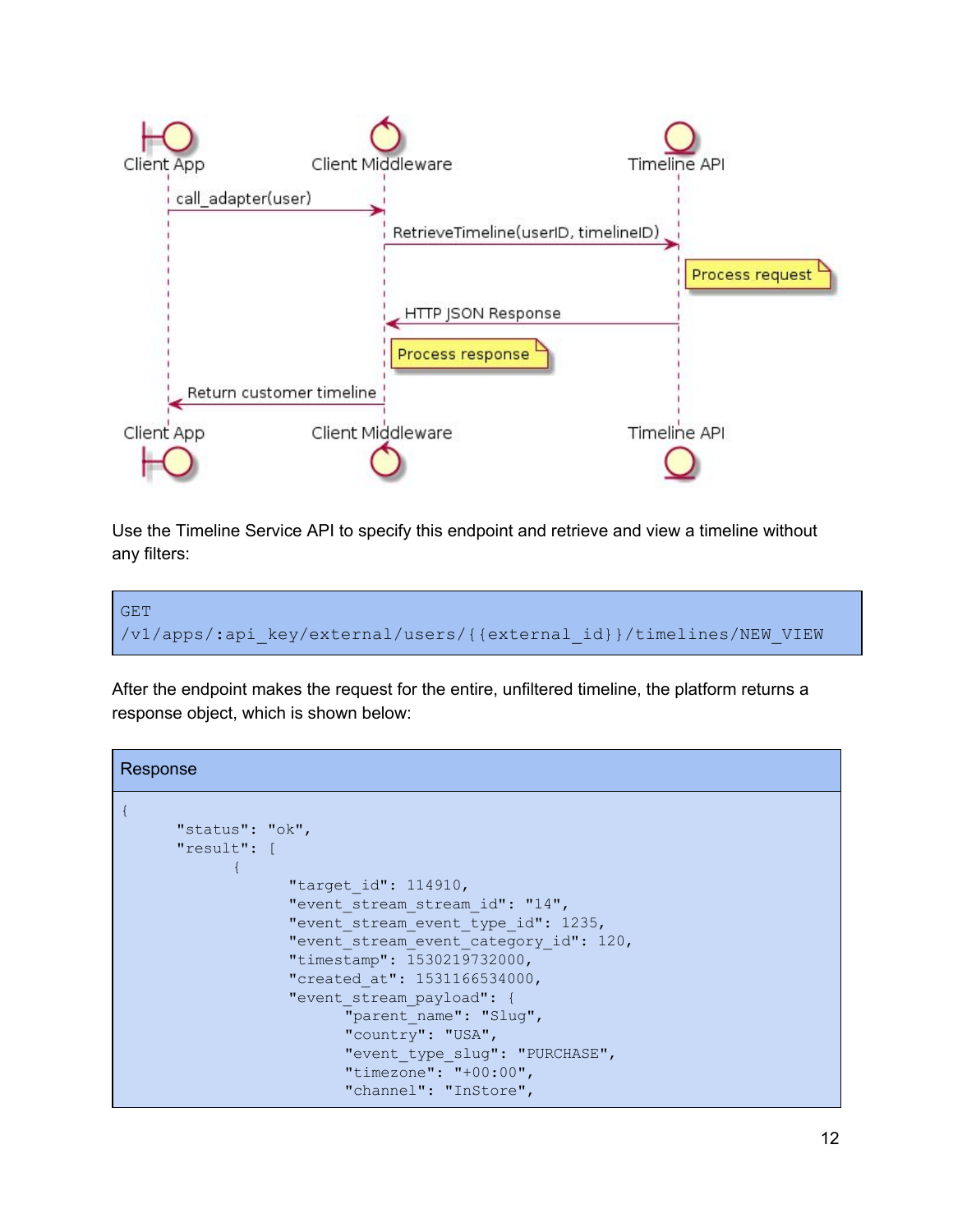Client App · Client Middleware · Timeline API

- Client App → Client Middleware: call_adapter(user)
- Client Middleware → Timeline API: RetrieveTimeline(userID, timelineID)
- Timeline API: Process request
- Timeline API → Client Middleware: HTTP JSON Response
- Client Middleware: Process response
- Client Middleware → Client App: Return customer timeline

Use the Timeline Service API to specify this endpoint and retrieve and view a timeline without any filters:

```
GET
/v1/apps/:api_key/external/users/{{external_id}}/timelines/NEW_VIEW
```

After the endpoint makes the request for the entire, unfiltered timeline, the platform returns a response object, which is shown below:

**Response**

```
{
      "status": "ok",
      "result": [
            {
                  "target_id": 114910,
                  "event_stream_stream_id": "14",
                  "event_stream_event_type_id": 1235,
                  "event_stream_event_category_id": 120,
                  "timestamp": 1530219732000,
                  "created_at": 1531166534000,
                  "event_stream_payload": {
                        "parent_name": "Slug",
                        "country": "USA",
                        "event_type_slug": "PURCHASE",
                        "timezone": "+00:00",
                        "channel": "InStore",
```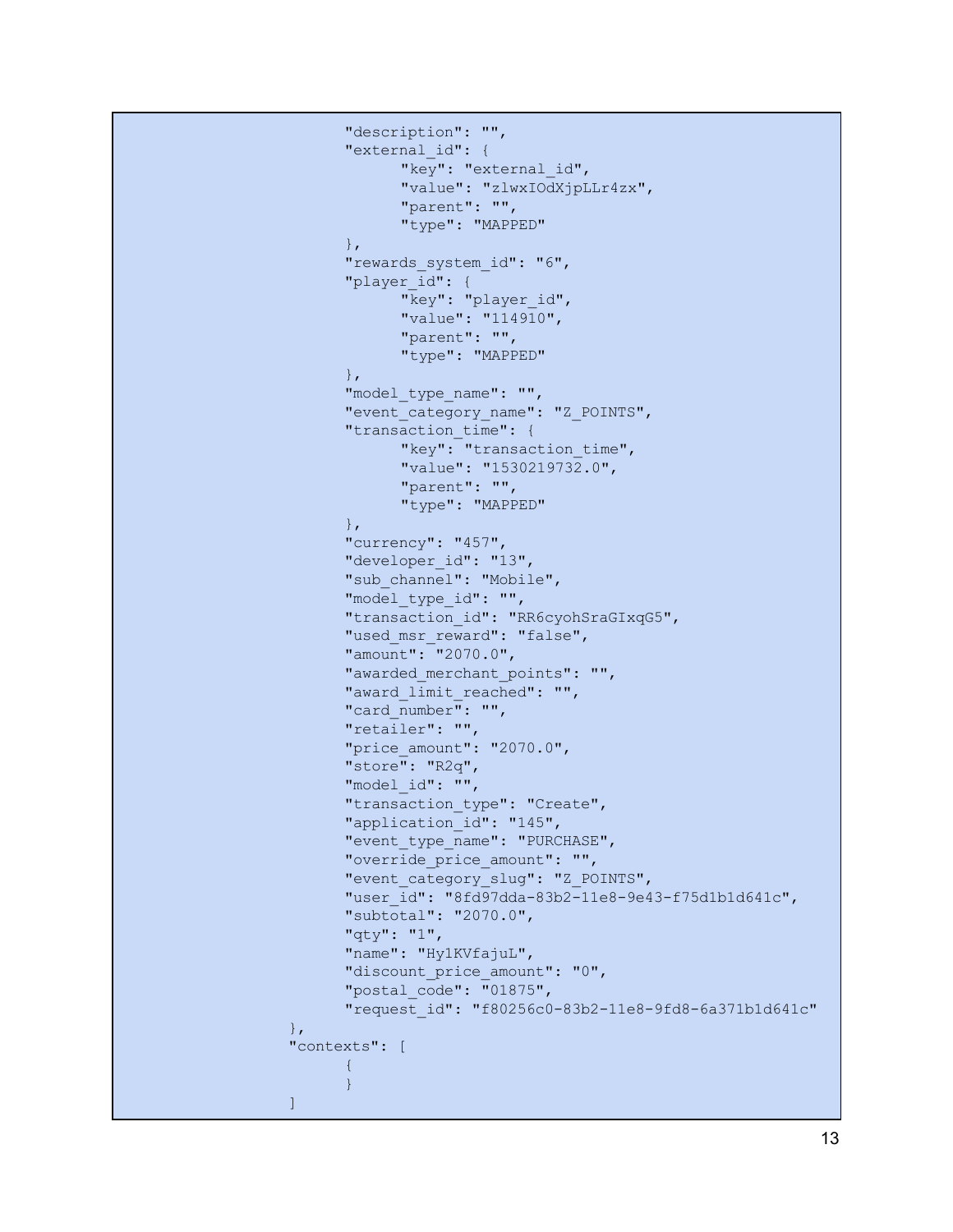```
                "description": "",
                "external_id": {
                        "key": "external_id",
                        "value": "zlwxIOdXjpLLr4zx",
                        "parent": "",
                        "type": "MAPPED"
                },
                "rewards_system_id": "6",
                "player_id": {
                        "key": "player_id",
                        "value": "114910",
                        "parent": "",
                        "type": "MAPPED"
                },
                "model_type_name": "",
                "event_category_name": "Z_POINTS",
                "transaction_time": {
                        "key": "transaction_time",
                        "value": "1530219732.0",
                        "parent": "",
                        "type": "MAPPED"
                },
                "currency": "457",
                "developer_id": "13",
                "sub_channel": "Mobile",
                "model_type_id": "",
                "transaction_id": "RR6cyohSraGIxqG5",
                "used_msr_reward": "false",
                "amount": "2070.0",
                "awarded_merchant_points": "",
                "award_limit_reached": "",
                "card_number": "",
                "retailer": "",
                "price_amount": "2070.0",
                "store": "R2q",
                "model_id": "",
                "transaction_type": "Create",
                "application_id": "145",
                "event_type_name": "PURCHASE",
                "override_price_amount": "",
                "event_category_slug": "Z_POINTS",
                "user_id": "8fd97dda-83b2-11e8-9e43-f75d1b1d641c",
                "subtotal": "2070.0",
                "qty": "1",
                "name": "Hy1KVfajuL",
                "discount_price_amount": "0",
                "postal_code": "01875",
                "request_id": "f80256c0-83b2-11e8-9fd8-6a371b1d641c"
        },
        "contexts": [
                {
                }
        ]
```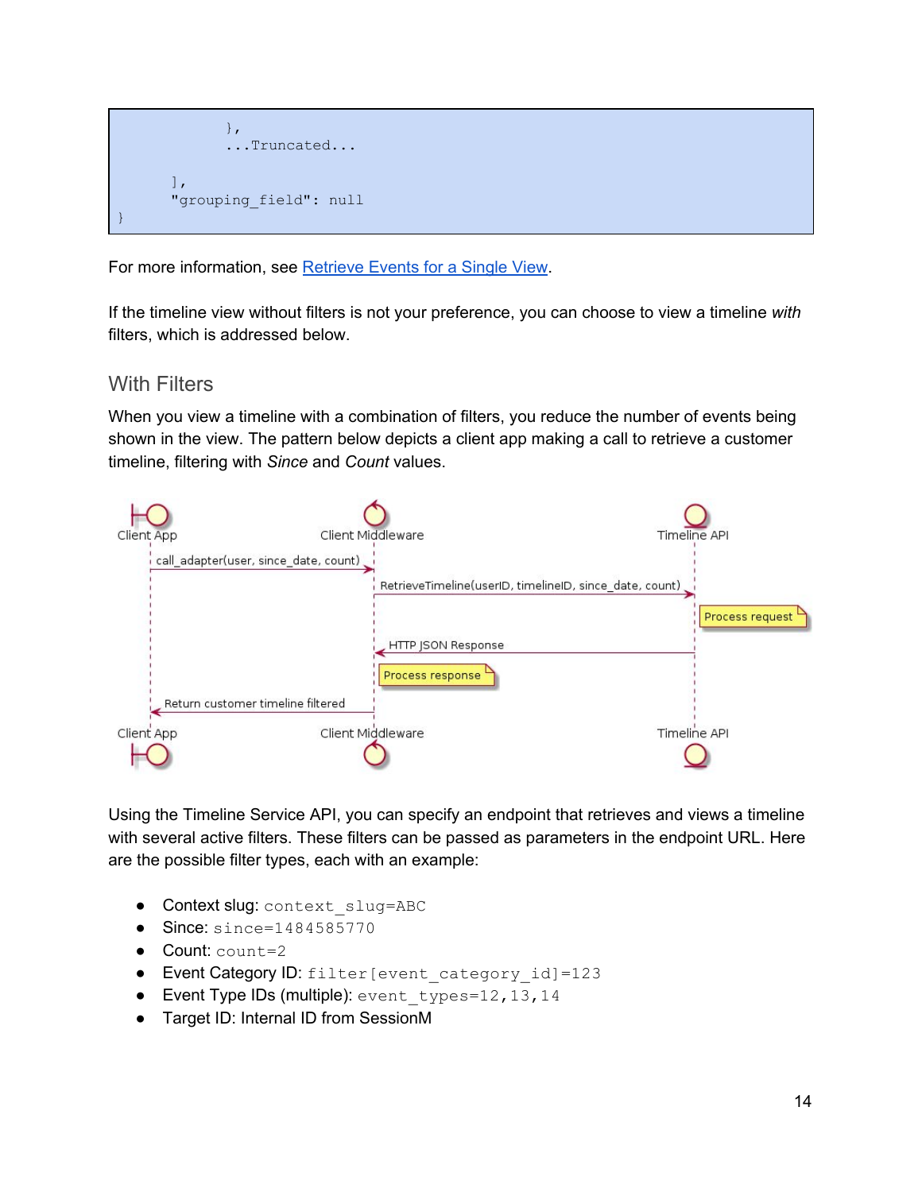```
            },
            ...Truncated...

      ],
      "grouping_field": null
}
```

For more information, see Retrieve Events for a Single View.

If the timeline view without filters is not your preference, you can choose to view a timeline *with* filters, which is addressed below.

### With Filters

When you view a timeline with a combination of filters, you reduce the number of events being shown in the view. The pattern below depicts a client app making a call to retrieve a customer timeline, filtering with *Since* and *Count* values.

Using the Timeline Service API, you can specify an endpoint that retrieves and views a timeline with several active filters. These filters can be passed as parameters in the endpoint URL. Here are the possible filter types, each with an example:

- Context slug: `context_slug=ABC`
- Since: `since=1484585770`
- Count: `count=2`
- Event Category ID: `filter[event_category_id]=123`
- Event Type IDs (multiple): `event_types=12,13,14`
- Target ID: Internal ID from SessionM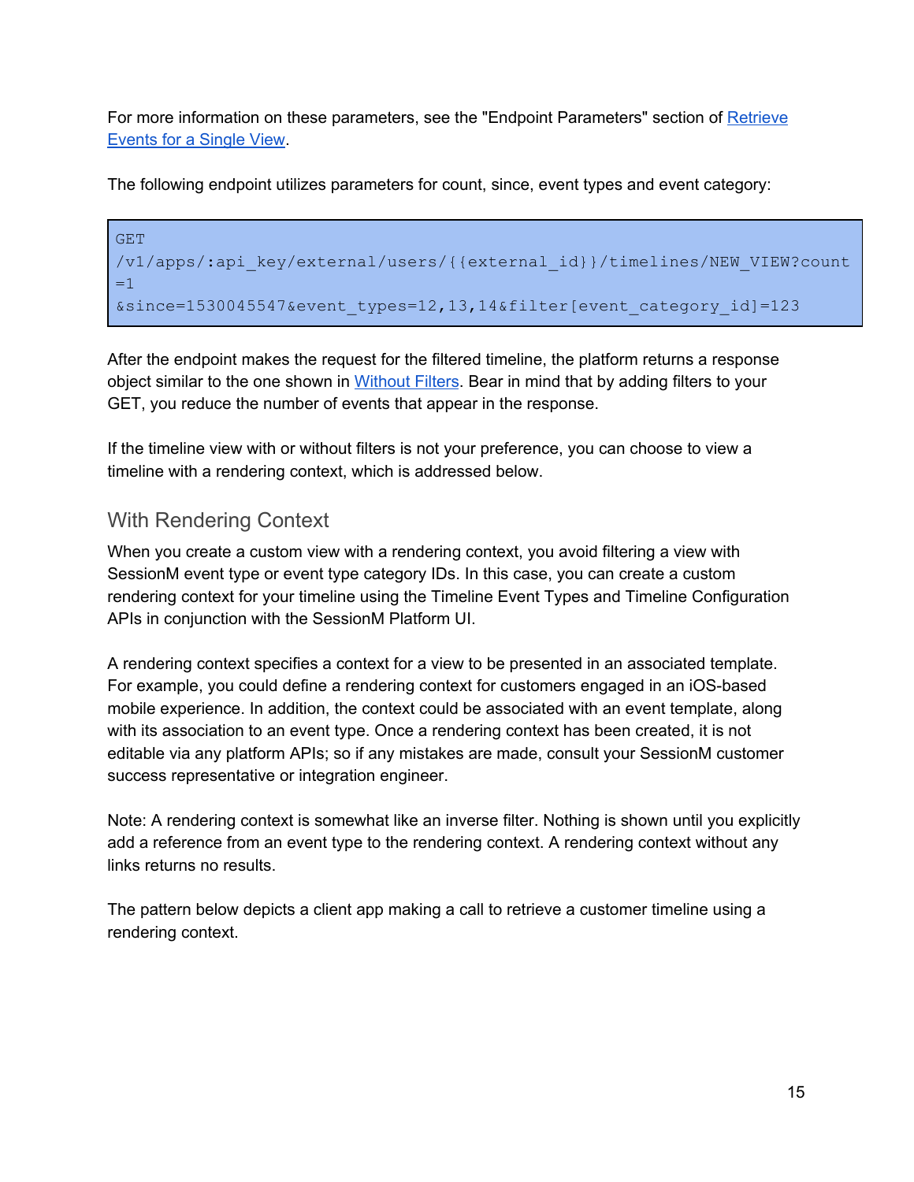For more information on these parameters, see the "Endpoint Parameters" section of [Retrieve Events for a Single View](#).

The following endpoint utilizes parameters for count, since, event types and event category:

```
GET
/v1/apps/:api_key/external/users/{{external_id}}/timelines/NEW_VIEW?count
=1
&since=1530045547&event_types=12,13,14&filter[event_category_id]=123
```

After the endpoint makes the request for the filtered timeline, the platform returns a response object similar to the one shown in [Without Filters](#). Bear in mind that by adding filters to your GET, you reduce the number of events that appear in the response.

If the timeline view with or without filters is not your preference, you can choose to view a timeline with a rendering context, which is addressed below.

## With Rendering Context

When you create a custom view with a rendering context, you avoid filtering a view with SessionM event type or event type category IDs. In this case, you can create a custom rendering context for your timeline using the Timeline Event Types and Timeline Configuration APIs in conjunction with the SessionM Platform UI.

A rendering context specifies a context for a view to be presented in an associated template. For example, you could define a rendering context for customers engaged in an iOS-based mobile experience. In addition, the context could be associated with an event template, along with its association to an event type. Once a rendering context has been created, it is not editable via any platform APIs; so if any mistakes are made, consult your SessionM customer success representative or integration engineer.

Note: A rendering context is somewhat like an inverse filter. Nothing is shown until you explicitly add a reference from an event type to the rendering context. A rendering context without any links returns no results.

The pattern below depicts a client app making a call to retrieve a customer timeline using a rendering context.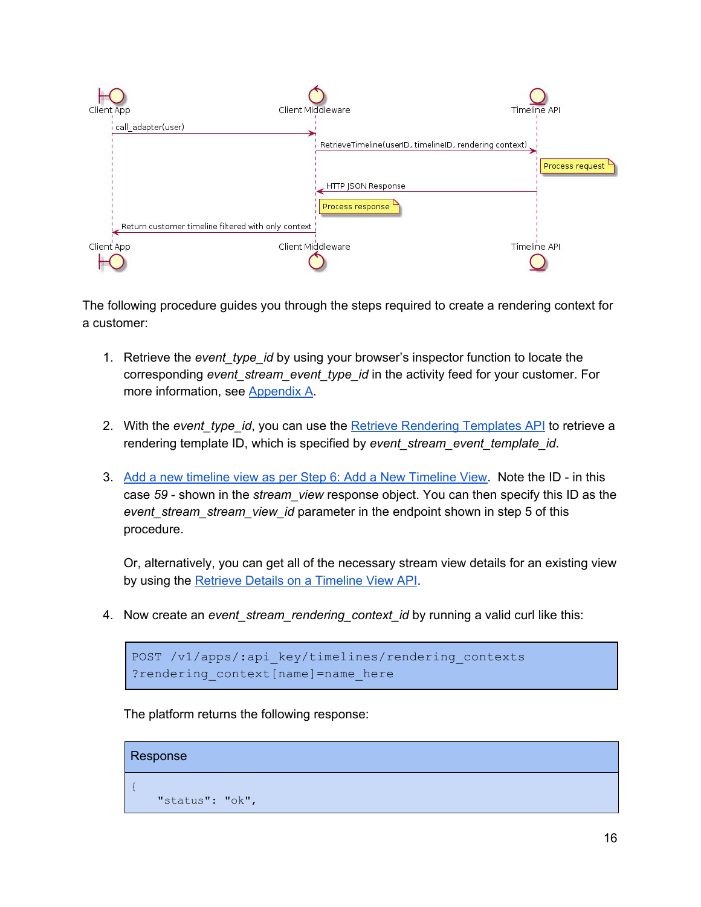The following procedure guides you through the steps required to create a rendering context for a customer:

1. Retrieve the *event_type_id* by using your browser's inspector function to locate the corresponding *event_stream_event_type_id* in the activity feed for your customer. For more information, see [Appendix A](#).

2. With the *event_type_id*, you can use the [Retrieve Rendering Templates API](#) to retrieve a rendering template ID, which is specified by *event_stream_event_template_id*.

3. [Add a new timeline view as per Step 6: Add a New Timeline View](#). Note the ID - in this case *59* - shown in the *stream_view* response object. You can then specify this ID as the *event_stream_stream_view_id* parameter in the endpoint shown in step 5 of this procedure.

   Or, alternatively, you can get all of the necessary stream view details for an existing view by using the [Retrieve Details on a Timeline View API](#).

4. Now create an *event_stream_rendering_context_id* by running a valid curl like this:

```
POST /v1/apps/:api_key/timelines/rendering_contexts
?rendering_context[name]=name_here
```

   The platform returns the following response:

| Response |
| --- |
| `{`<br>`    "status": "ok",` |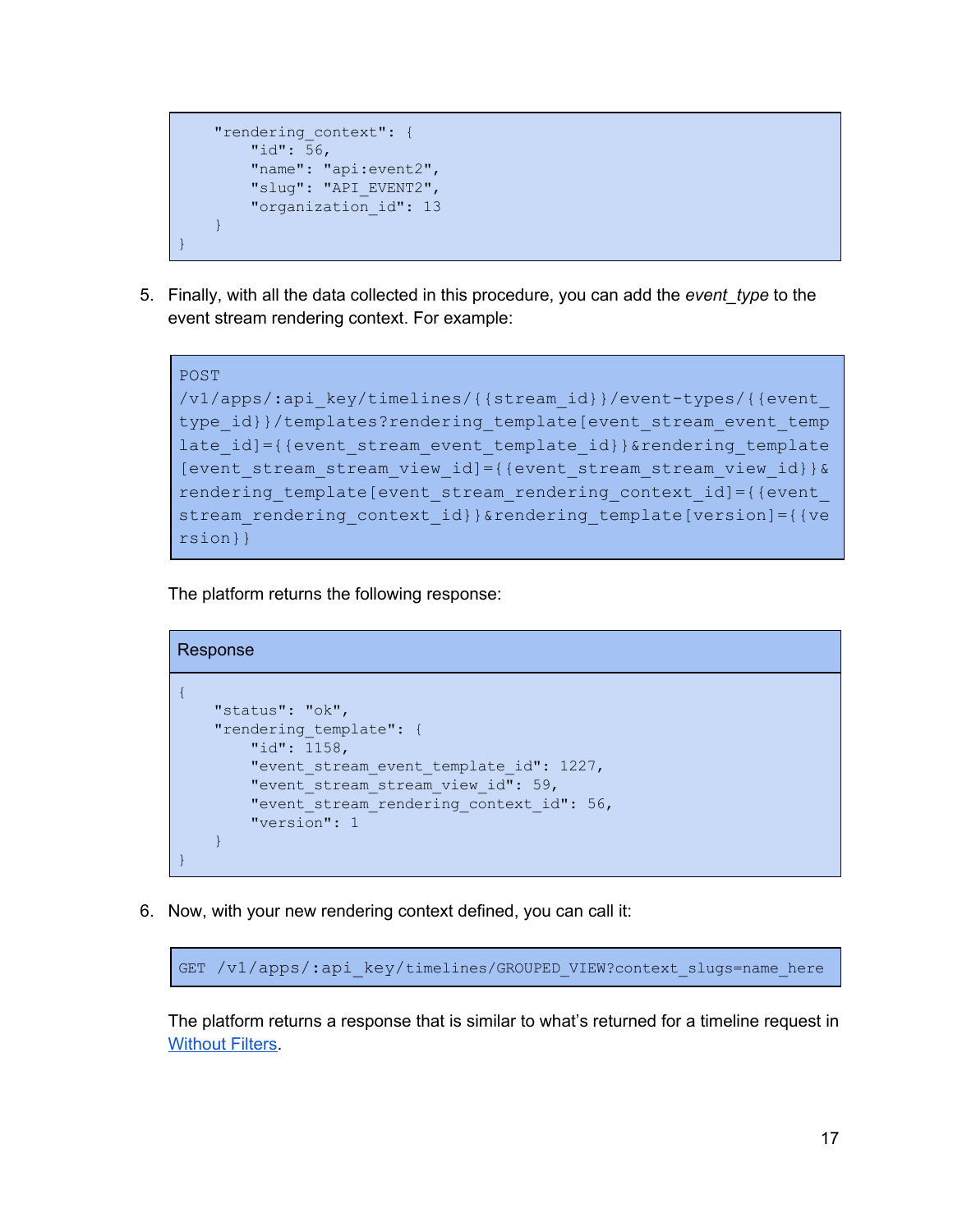```
    "rendering_context": {
        "id": 56,
        "name": "api:event2",
        "slug": "API_EVENT2",
        "organization_id": 13
    }
}
```

5. Finally, with all the data collected in this procedure, you can add the *event_type* to the event stream rendering context. For example:

```
POST
/v1/apps/:api_key/timelines/{{stream_id}}/event-types/{{event_type_id}}/templates?rendering_template[event_stream_event_template_id]={{event_stream_event_template_id}}&rendering_template[event_stream_stream_view_id]={{event_stream_stream_view_id}}&rendering_template[event_stream_rendering_context_id]={{event_stream_rendering_context_id}}&rendering_template[version]={{version}}
```

The platform returns the following response:

**Response**

```
{
    "status": "ok",
    "rendering_template": {
        "id": 1158,
        "event_stream_event_template_id": 1227,
        "event_stream_stream_view_id": 59,
        "event_stream_rendering_context_id": 56,
        "version": 1
    }
}
```

6. Now, with your new rendering context defined, you can call it:

```
GET /v1/apps/:api_key/timelines/GROUPED_VIEW?context_slugs=name_here
```

The platform returns a response that is similar to what's returned for a timeline request in Without Filters.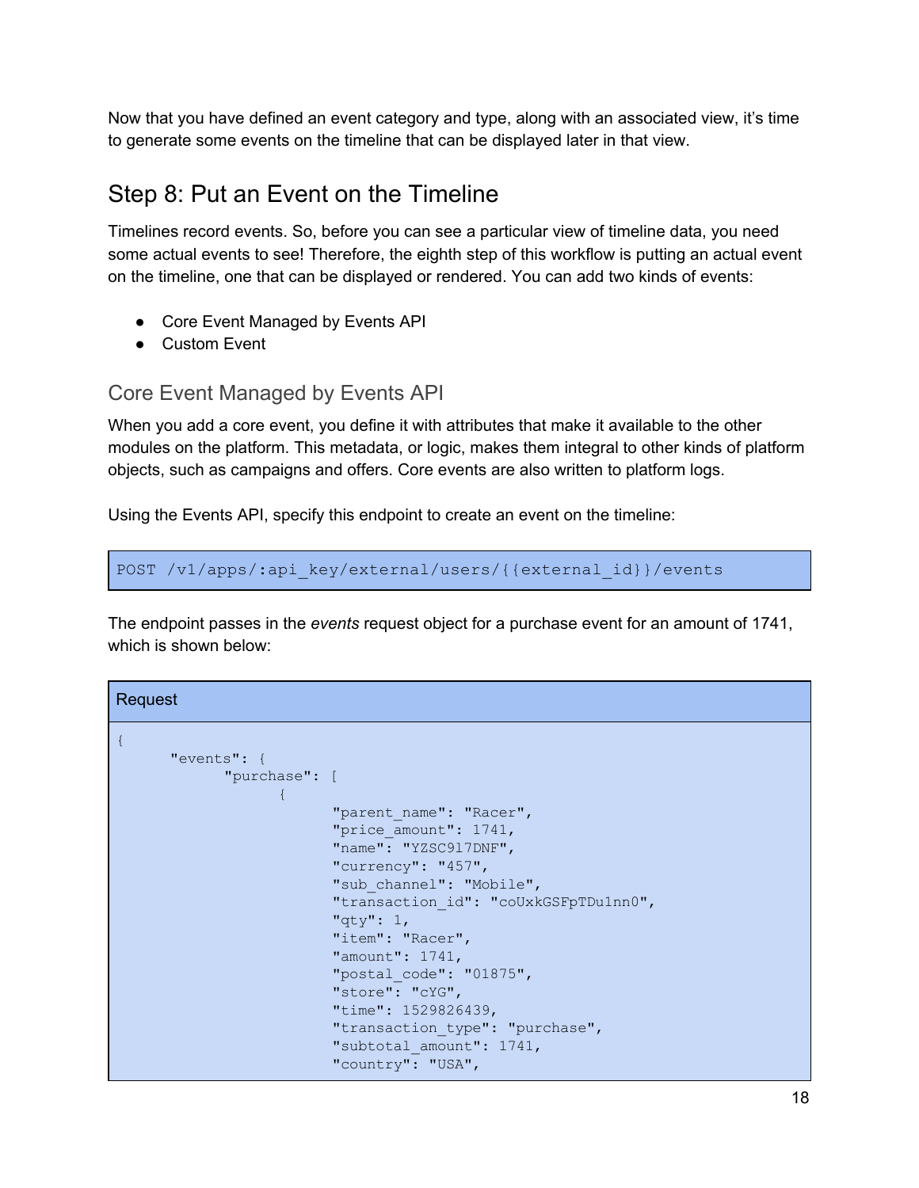Now that you have defined an event category and type, along with an associated view, it's time to generate some events on the timeline that can be displayed later in that view.

## Step 8: Put an Event on the Timeline

Timelines record events. So, before you can see a particular view of timeline data, you need some actual events to see! Therefore, the eighth step of this workflow is putting an actual event on the timeline, one that can be displayed or rendered. You can add two kinds of events:

- Core Event Managed by Events API
- Custom Event

### Core Event Managed by Events API

When you add a core event, you define it with attributes that make it available to the other modules on the platform. This metadata, or logic, makes them integral to other kinds of platform objects, such as campaigns and offers. Core events are also written to platform logs.

Using the Events API, specify this endpoint to create an event on the timeline:

```
POST /v1/apps/:api_key/external/users/{{external_id}}/events
```

The endpoint passes in the *events* request object for a purchase event for an amount of 1741, which is shown below:

Request

```
{
      "events": {
            "purchase": [
                  {
                        "parent_name": "Racer",
                        "price_amount": 1741,
                        "name": "YZSC917DNF",
                        "currency": "457",
                        "sub_channel": "Mobile",
                        "transaction_id": "coUxkGSFpTDu1nn0",
                        "qty": 1,
                        "item": "Racer",
                        "amount": 1741,
                        "postal_code": "01875",
                        "store": "cYG",
                        "time": 1529826439,
                        "transaction_type": "purchase",
                        "subtotal_amount": 1741,
                        "country": "USA",
```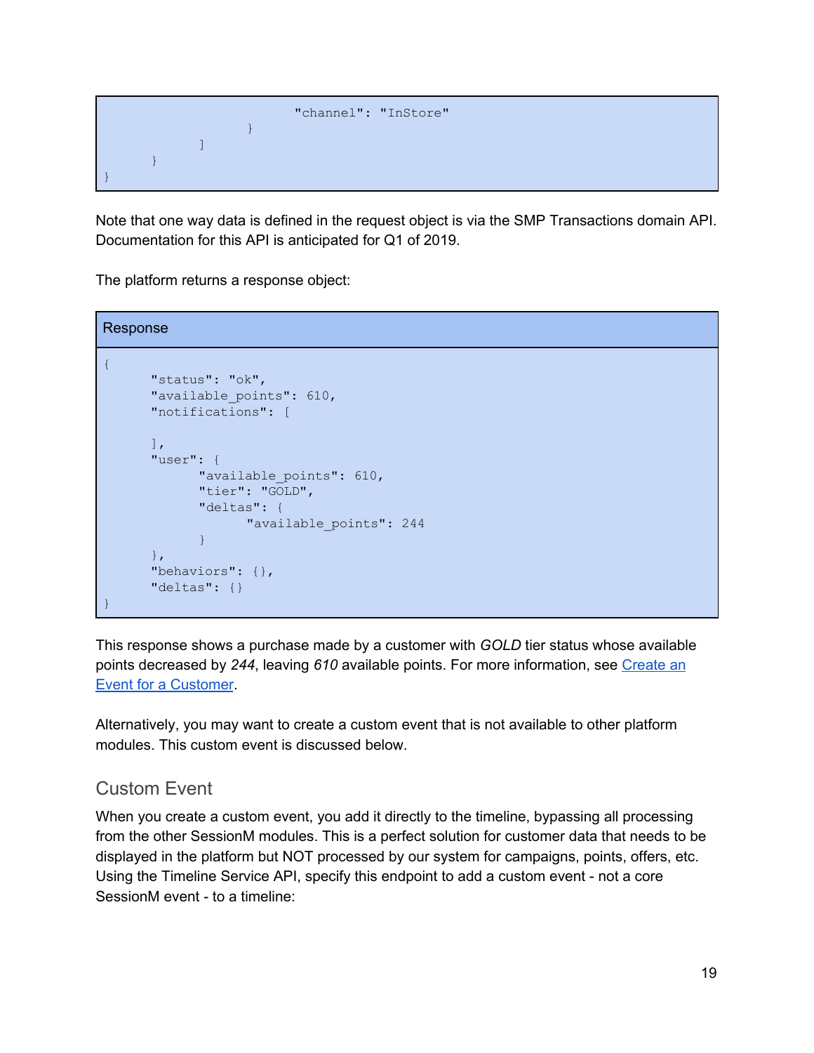```
                                "channel": "InStore"
                        }
                ]
        }
}
```

Note that one way data is defined in the request object is via the SMP Transactions domain API. Documentation for this API is anticipated for Q1 of 2019.

The platform returns a response object:

Response

```
{
        "status": "ok",
        "available_points": 610,
        "notifications": [

        ],
        "user": {
                "available_points": 610,
                "tier": "GOLD",
                "deltas": {
                        "available_points": 244
                }
        },
        "behaviors": {},
        "deltas": {}
}
```

This response shows a purchase made by a customer with *GOLD* tier status whose available points decreased by *244*, leaving *610* available points. For more information, see [Create an Event for a Customer](#).

Alternatively, you may want to create a custom event that is not available to other platform modules. This custom event is discussed below.

## Custom Event

When you create a custom event, you add it directly to the timeline, bypassing all processing from the other SessionM modules. This is a perfect solution for customer data that needs to be displayed in the platform but NOT processed by our system for campaigns, points, offers, etc. Using the Timeline Service API, specify this endpoint to add a custom event - not a core SessionM event - to a timeline: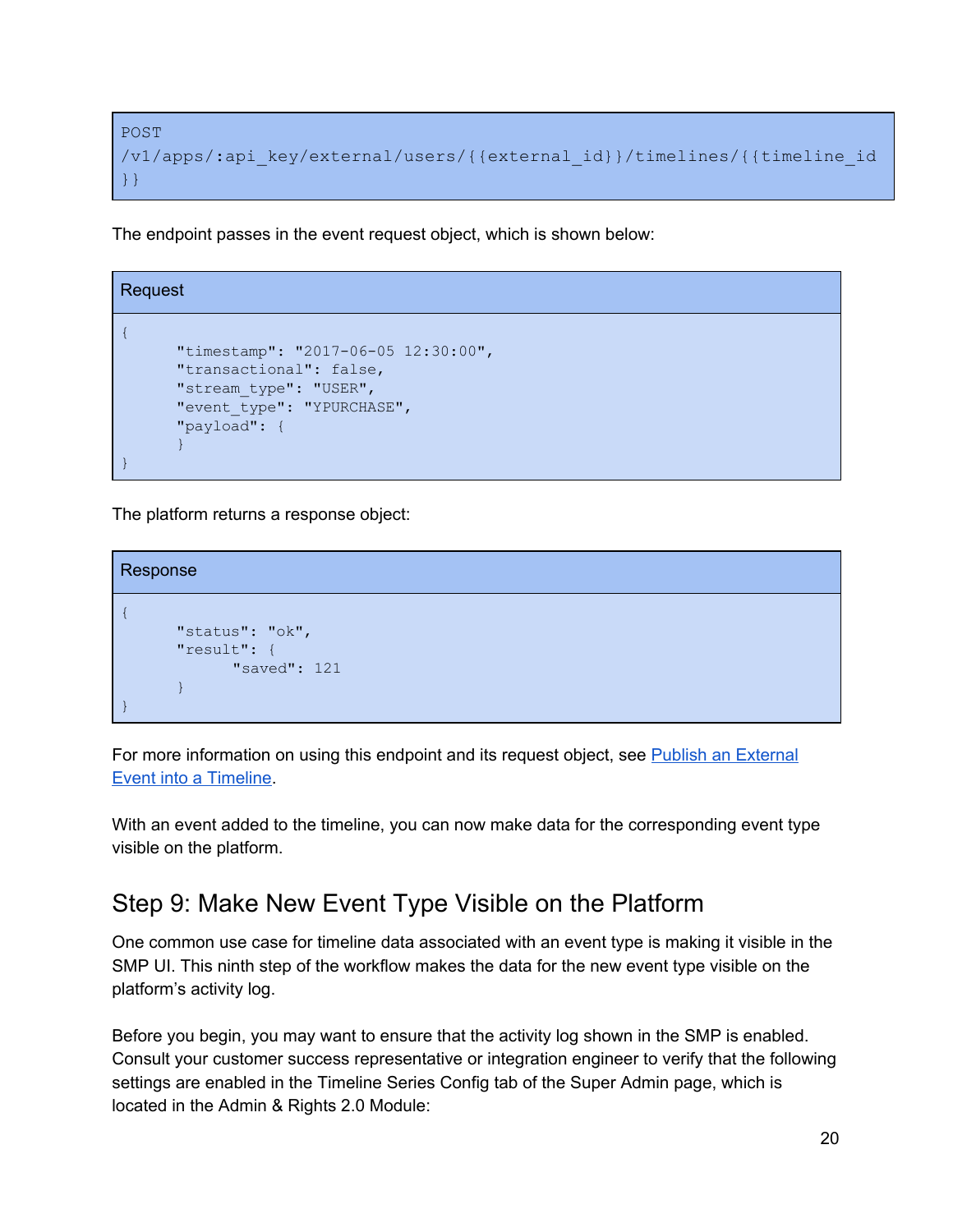```
POST
/v1/apps/:api_key/external/users/{{external_id}}/timelines/{{timeline_id}}
```

The endpoint passes in the event request object, which is shown below:

**Request**

```
{
      "timestamp": "2017-06-05 12:30:00",
      "transactional": false,
      "stream_type": "USER",
      "event_type": "YPURCHASE",
      "payload": {
      }
}
```

The platform returns a response object:

**Response**

```
{
      "status": "ok",
      "result": {
            "saved": 121
      }
}
```

For more information on using this endpoint and its request object, see [Publish an External Event into a Timeline](#).

With an event added to the timeline, you can now make data for the corresponding event type visible on the platform.

## Step 9: Make New Event Type Visible on the Platform

One common use case for timeline data associated with an event type is making it visible in the SMP UI. This ninth step of the workflow makes the data for the new event type visible on the platform's activity log.

Before you begin, you may want to ensure that the activity log shown in the SMP is enabled. Consult your customer success representative or integration engineer to verify that the following settings are enabled in the Timeline Series Config tab of the Super Admin page, which is located in the Admin & Rights 2.0 Module: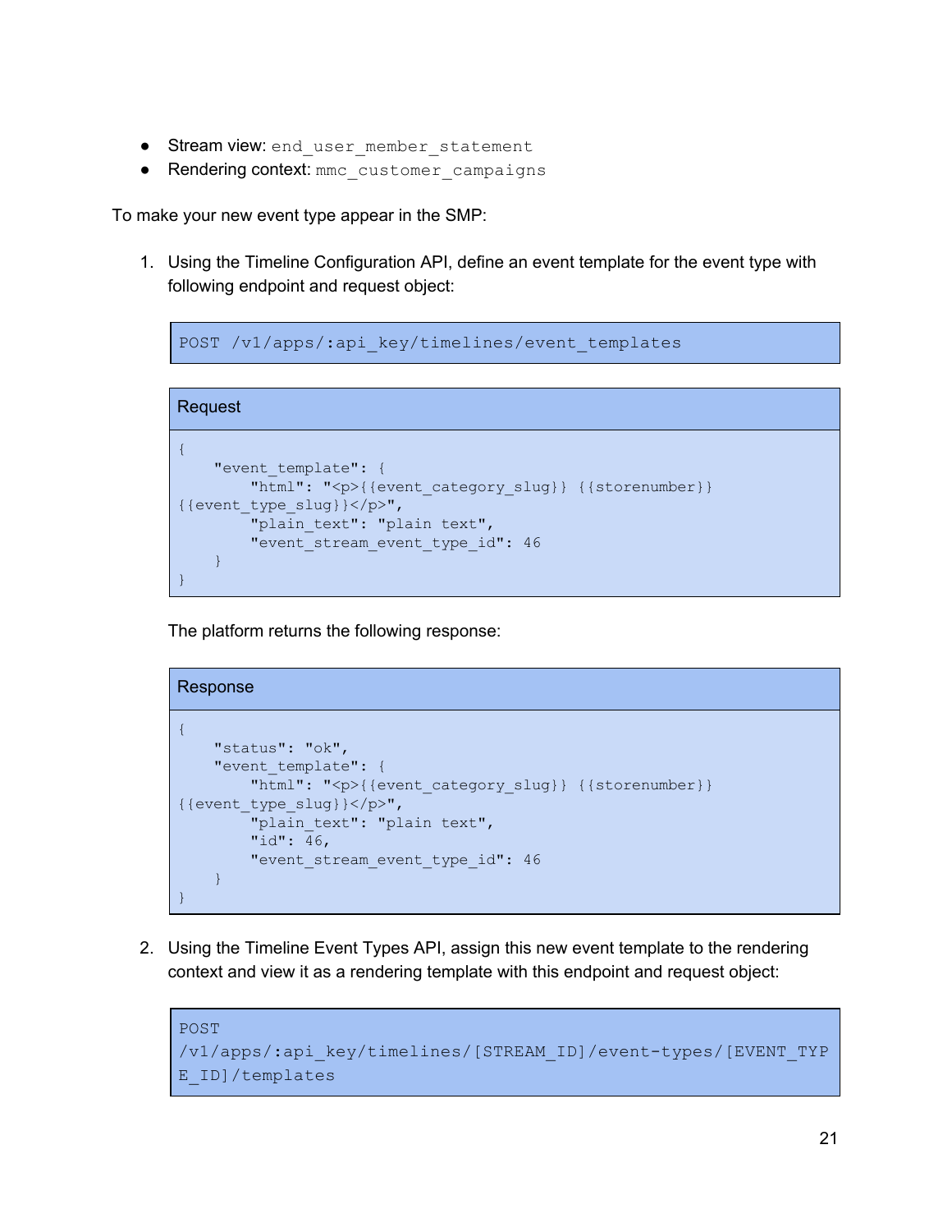- Stream view: `end_user_member_statement`
- Rendering context: `mmc_customer_campaigns`

To make your new event type appear in the SMP:

1. Using the Timeline Configuration API, define an event template for the event type with following endpoint and request object:

```
POST /v1/apps/:api_key/timelines/event_templates
```

**Request**

```
{
    "event_template": {
        "html": "<p>{{event_category_slug}} {{storenumber}}
{{event_type_slug}}</p>",
        "plain_text": "plain text",
        "event_stream_event_type_id": 46
    }
}
```

The platform returns the following response:

**Response**

```
{
    "status": "ok",
    "event_template": {
        "html": "<p>{{event_category_slug}} {{storenumber}}
{{event_type_slug}}</p>",
        "plain_text": "plain text",
        "id": 46,
        "event_stream_event_type_id": 46
    }
}
```

2. Using the Timeline Event Types API, assign this new event template to the rendering context and view it as a rendering template with this endpoint and request object:

```
POST
/v1/apps/:api_key/timelines/[STREAM_ID]/event-types/[EVENT_TYPE_ID]/templates
```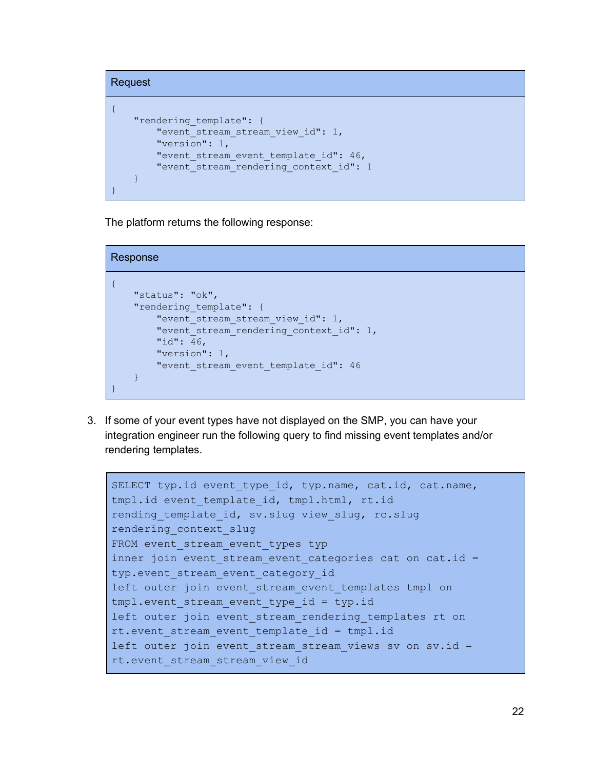**Request**

```
{
    "rendering_template": {
        "event_stream_stream_view_id": 1,
        "version": 1,
        "event_stream_event_template_id": 46,
        "event_stream_rendering_context_id": 1
    }
}
```

The platform returns the following response:

**Response**

```
{
    "status": "ok",
    "rendering_template": {
        "event_stream_stream_view_id": 1,
        "event_stream_rendering_context_id": 1,
        "id": 46,
        "version": 1,
        "event_stream_event_template_id": 46
    }
}
```

3. If some of your event types have not displayed on the SMP, you can have your integration engineer run the following query to find missing event templates and/or rendering templates.

```
SELECT typ.id event_type_id, typ.name, cat.id, cat.name,
tmpl.id event_template_id, tmpl.html, rt.id
rending_template_id, sv.slug view_slug, rc.slug
rendering_context_slug
FROM event_stream_event_types typ
inner join event_stream_event_categories cat on cat.id =
typ.event_stream_event_category_id
left outer join event_stream_event_templates tmpl on
tmpl.event_stream_event_type_id = typ.id
left outer join event_stream_rendering_templates rt on
rt.event_stream_event_template_id = tmpl.id
left outer join event_stream_stream_views sv on sv.id =
rt.event_stream_stream_view_id
```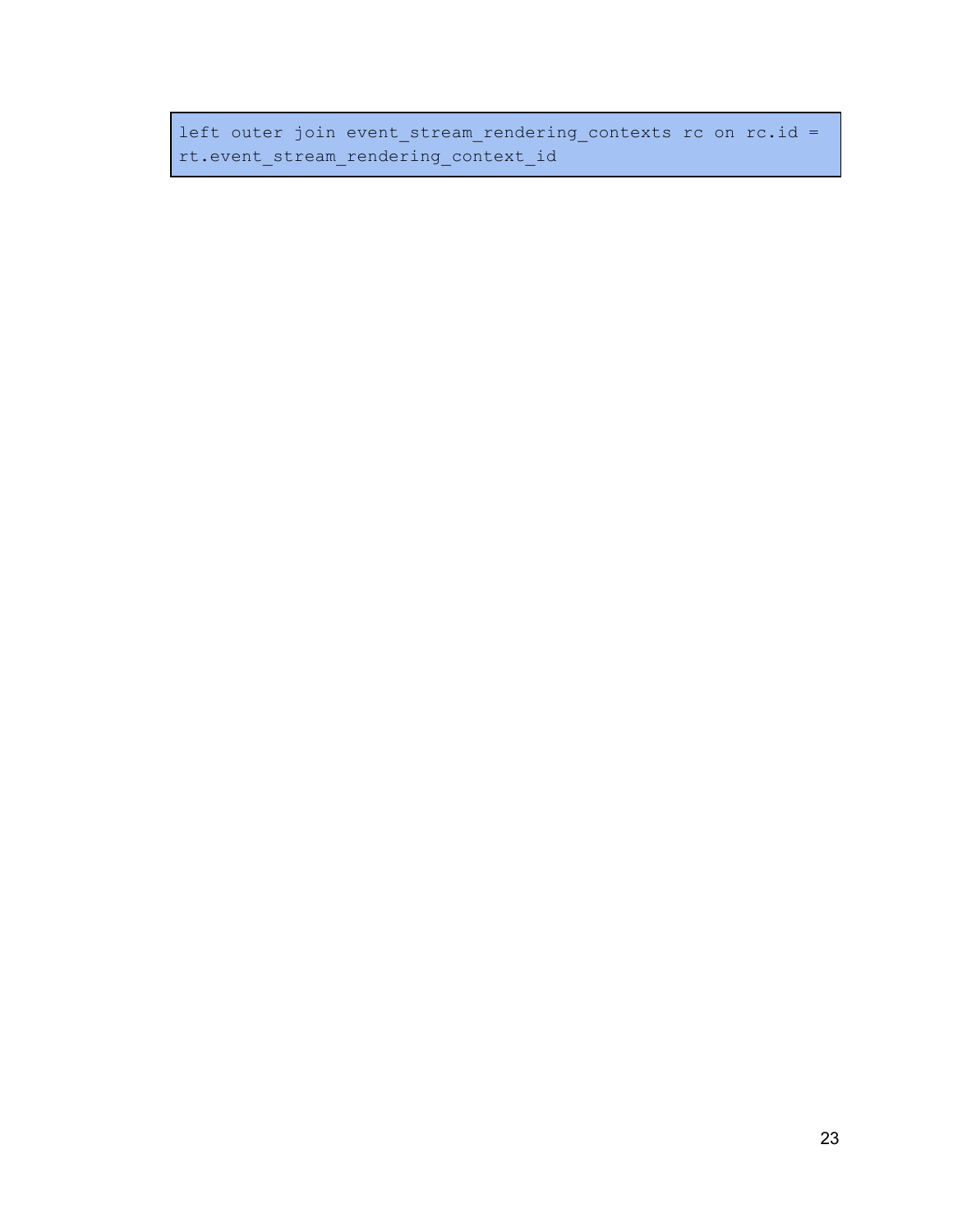```
left outer join event_stream_rendering_contexts rc on rc.id =
rt.event_stream_rendering_context_id
```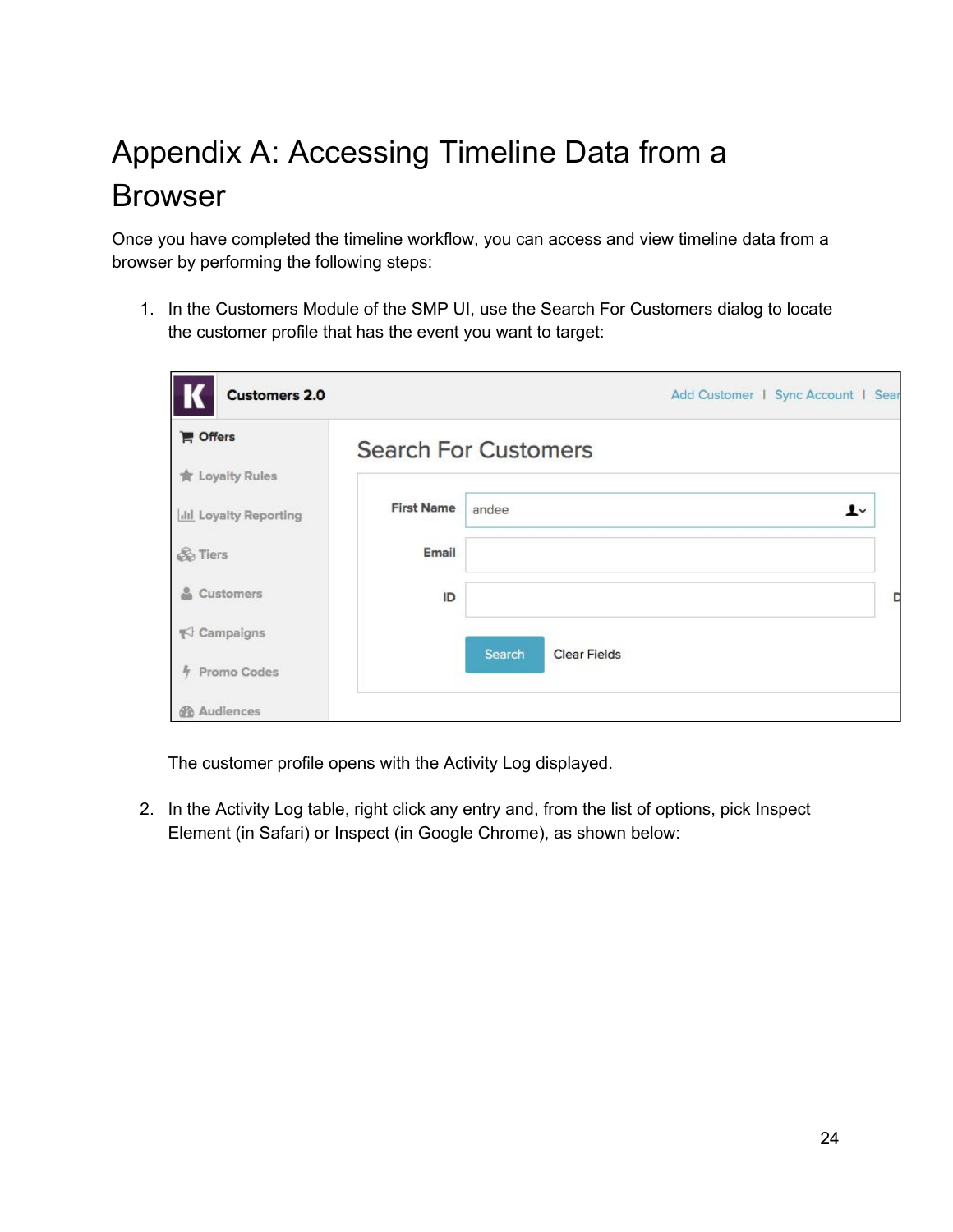# Appendix A: Accessing Timeline Data from a Browser

Once you have completed the timeline workflow, you can access and view timeline data from a browser by performing the following steps:

1. In the Customers Module of the SMP UI, use the Search For Customers dialog to locate the customer profile that has the event you want to target:

   The customer profile opens with the Activity Log displayed.

2. In the Activity Log table, right click any entry and, from the list of options, pick Inspect Element (in Safari) or Inspect (in Google Chrome), as shown below: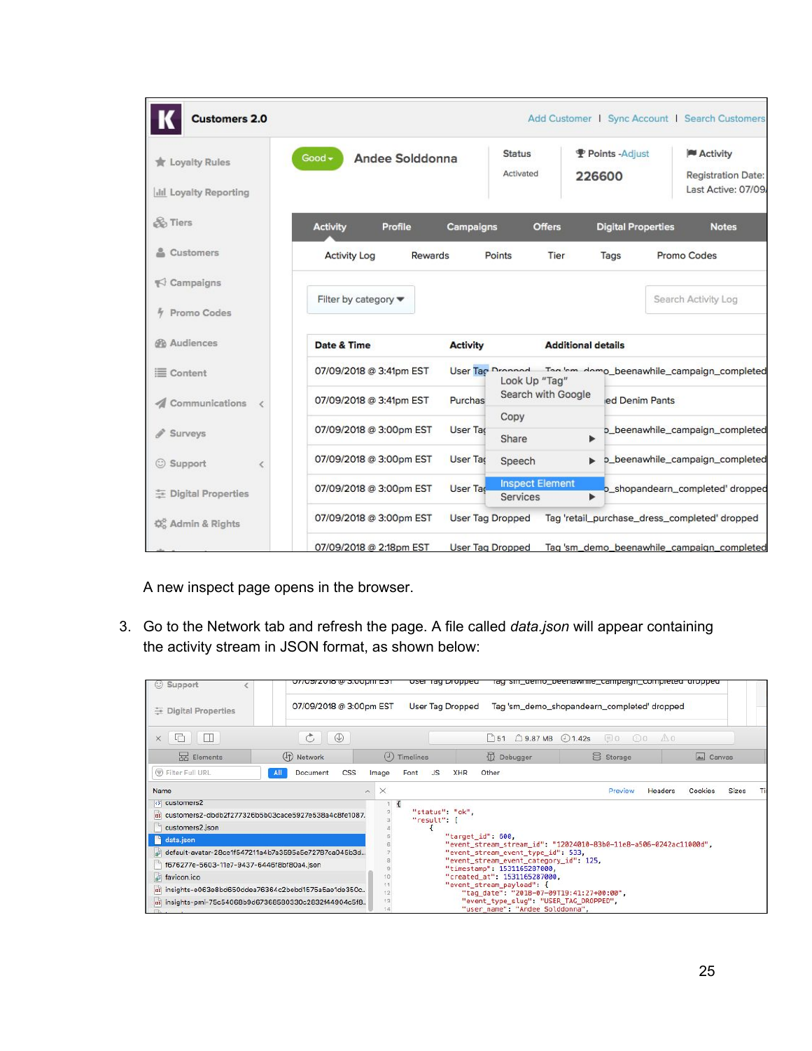A new inspect page opens in the browser.

3. Go to the Network tab and refresh the page. A file called *data.json* will appear containing the activity stream in JSON format, as shown below: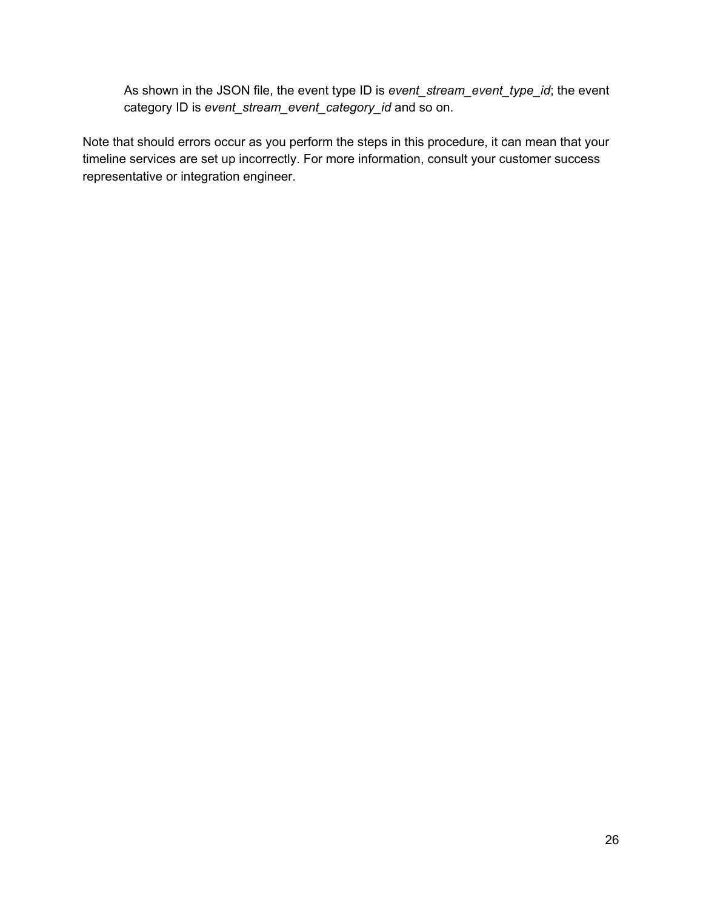As shown in the JSON file, the event type ID is *event_stream_event_type_id*; the event category ID is *event_stream_event_category_id* and so on.

Note that should errors occur as you perform the steps in this procedure, it can mean that your timeline services are set up incorrectly. For more information, consult your customer success representative or integration engineer.